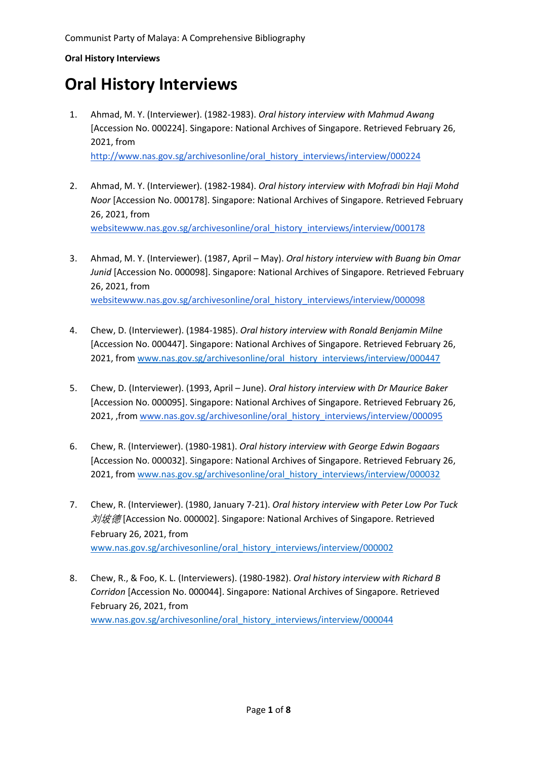# Oral History Interviews

1. Ahmad, M. Y. (Interviewer). (1982-1983). *Oral history interview with Mahmud Awang* [Accession No. 000224]. Singapore: National Archives of Singapore. Retrieved February 26, 2021, from http://www.nas.gov.sg/archivesonline/oral_history_interviews/interview/000224

2. Ahmad, M. Y. (Interviewer). (1982-1984). *Oral history interview with Mofradi bin Haji Mohd Noor* [Accession No. 000178]. Singapore: National Archives of Singapore. Retrieved February 26, 2021, from websitewww.nas.gov.sg/archivesonline/oral_history_interviews/interview/000178

3. Ahmad, M. Y. (Interviewer). (1987, April – May). *Oral history interview with Buang bin Omar Junid* [Accession No. 000098]. Singapore: National Archives of Singapore. Retrieved February 26, 2021, from websitewww.nas.gov.sg/archivesonline/oral_history_interviews/interview/000098

4. Chew, D. (Interviewer). (1984-1985). *Oral history interview with Ronald Benjamin Milne* [Accession No. 000447]. Singapore: National Archives of Singapore. Retrieved February 26, 2021, from www.nas.gov.sg/archivesonline/oral_history_interviews/interview/000447

5. Chew, D. (Interviewer). (1993, April – June). *Oral history interview with Dr Maurice Baker* [Accession No. 000095]. Singapore: National Archives of Singapore. Retrieved February 26, 2021, ,from www.nas.gov.sg/archivesonline/oral_history_interviews/interview/000095

6. Chew, R. (Interviewer). (1980-1981). *Oral history interview with George Edwin Bogaars* [Accession No. 000032]. Singapore: National Archives of Singapore. Retrieved February 26, 2021, from www.nas.gov.sg/archivesonline/oral_history_interviews/interview/000032

7. Chew, R. (Interviewer). (1980, January 7-21). *Oral history interview with Peter Low Por Tuck 刘坡德* [Accession No. 000002]. Singapore: National Archives of Singapore. Retrieved February 26, 2021, from www.nas.gov.sg/archivesonline/oral_history_interviews/interview/000002

8. Chew, R., & Foo, K. L. (Interviewers). (1980-1982). *Oral history interview with Richard B Corridon* [Accession No. 000044]. Singapore: National Archives of Singapore. Retrieved February 26, 2021, from www.nas.gov.sg/archivesonline/oral_history_interviews/interview/000044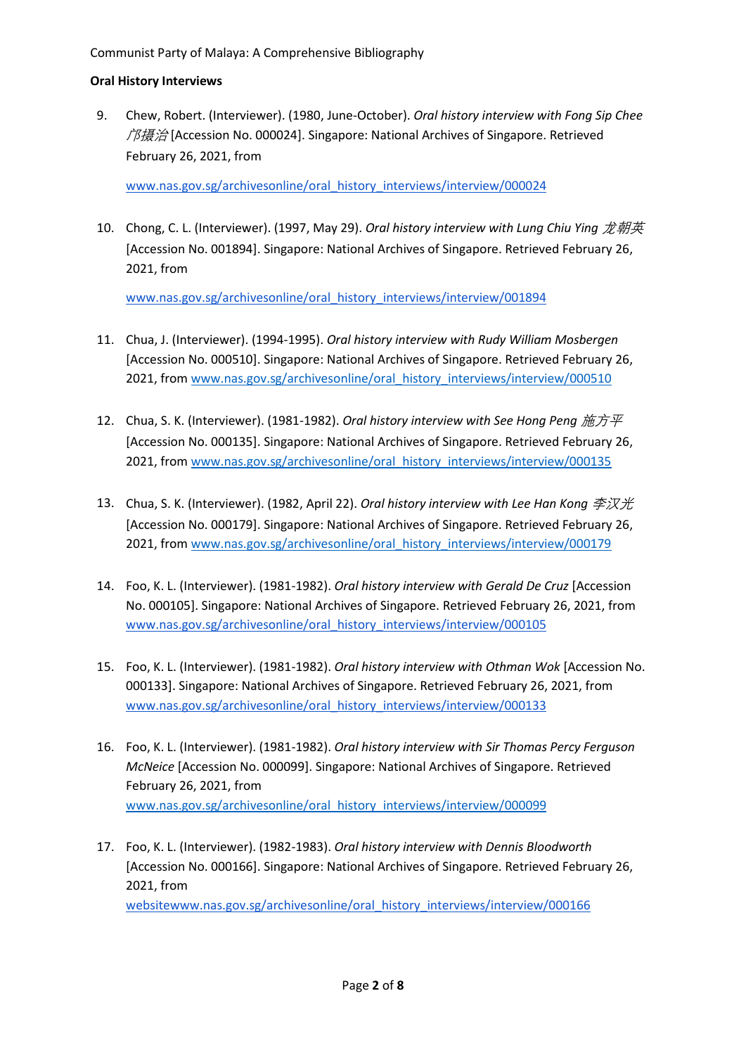**Oral History Interviews**

9. Chew, Robert. (Interviewer). (1980, June-October). *Oral history interview with Fong Sip Chee 邝摄治* [Accession No. 000024]. Singapore: National Archives of Singapore. Retrieved February 26, 2021, from

   www.nas.gov.sg/archivesonline/oral_history_interviews/interview/000024

10. Chong, C. L. (Interviewer). (1997, May 29). *Oral history interview with Lung Chiu Ying 龙朝英* [Accession No. 001894]. Singapore: National Archives of Singapore. Retrieved February 26, 2021, from

    www.nas.gov.sg/archivesonline/oral_history_interviews/interview/001894

11. Chua, J. (Interviewer). (1994-1995). *Oral history interview with Rudy William Mosbergen* [Accession No. 000510]. Singapore: National Archives of Singapore. Retrieved February 26, 2021, from www.nas.gov.sg/archivesonline/oral_history_interviews/interview/000510

12. Chua, S. K. (Interviewer). (1981-1982). *Oral history interview with See Hong Peng 施方平* [Accession No. 000135]. Singapore: National Archives of Singapore. Retrieved February 26, 2021, from www.nas.gov.sg/archivesonline/oral_history_interviews/interview/000135

13. Chua, S. K. (Interviewer). (1982, April 22). *Oral history interview with Lee Han Kong 李汉光* [Accession No. 000179]. Singapore: National Archives of Singapore. Retrieved February 26, 2021, from www.nas.gov.sg/archivesonline/oral_history_interviews/interview/000179

14. Foo, K. L. (Interviewer). (1981-1982). *Oral history interview with Gerald De Cruz* [Accession No. 000105]. Singapore: National Archives of Singapore. Retrieved February 26, 2021, from www.nas.gov.sg/archivesonline/oral_history_interviews/interview/000105

15. Foo, K. L. (Interviewer). (1981-1982). *Oral history interview with Othman Wok* [Accession No. 000133]. Singapore: National Archives of Singapore. Retrieved February 26, 2021, from www.nas.gov.sg/archivesonline/oral_history_interviews/interview/000133

16. Foo, K. L. (Interviewer). (1981-1982). *Oral history interview with Sir Thomas Percy Ferguson McNeice* [Accession No. 000099]. Singapore: National Archives of Singapore. Retrieved February 26, 2021, from www.nas.gov.sg/archivesonline/oral_history_interviews/interview/000099

17. Foo, K. L. (Interviewer). (1982-1983). *Oral history interview with Dennis Bloodworth* [Accession No. 000166]. Singapore: National Archives of Singapore. Retrieved February 26, 2021, from websitewww.nas.gov.sg/archivesonline/oral_history_interviews/interview/000166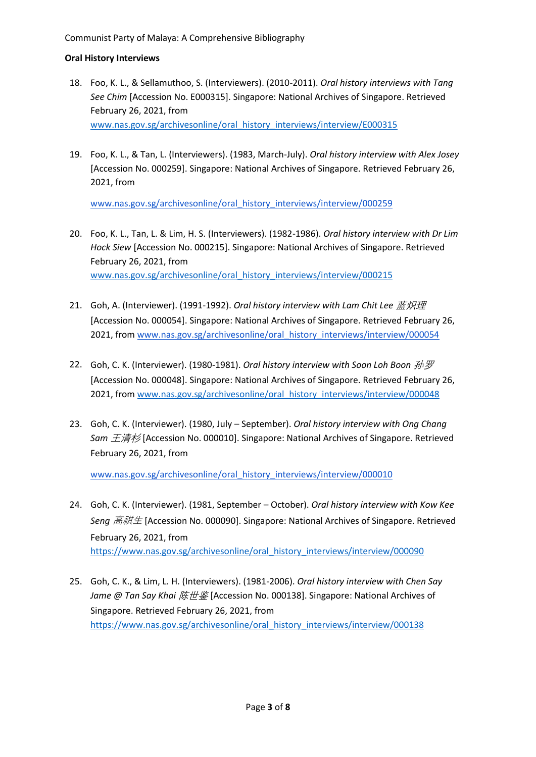**Oral History Interviews**

18. Foo, K. L., & Sellamuthoo, S. (Interviewers). (2010-2011). *Oral history interviews with Tang See Chim* [Accession No. E000315]. Singapore: National Archives of Singapore. Retrieved February 26, 2021, from www.nas.gov.sg/archivesonline/oral_history_interviews/interview/E000315

19. Foo, K. L., & Tan, L. (Interviewers). (1983, March-July). *Oral history interview with Alex Josey* [Accession No. 000259]. Singapore: National Archives of Singapore. Retrieved February 26, 2021, from

    www.nas.gov.sg/archivesonline/oral_history_interviews/interview/000259

20. Foo, K. L., Tan, L. & Lim, H. S. (Interviewers). (1982-1986). *Oral history interview with Dr Lim Hock Siew* [Accession No. 000215]. Singapore: National Archives of Singapore. Retrieved February 26, 2021, from www.nas.gov.sg/archivesonline/oral_history_interviews/interview/000215

21. Goh, A. (Interviewer). (1991-1992). *Oral history interview with Lam Chit Lee 蓝炽理* [Accession No. 000054]. Singapore: National Archives of Singapore. Retrieved February 26, 2021, from www.nas.gov.sg/archivesonline/oral_history_interviews/interview/000054

22. Goh, C. K. (Interviewer). (1980-1981). *Oral history interview with Soon Loh Boon 孙罗* [Accession No. 000048]. Singapore: National Archives of Singapore. Retrieved February 26, 2021, from www.nas.gov.sg/archivesonline/oral_history_interviews/interview/000048

23. Goh, C. K. (Interviewer). (1980, July – September). *Oral history interview with Ong Chang Sam 王清杉* [Accession No. 000010]. Singapore: National Archives of Singapore. Retrieved February 26, 2021, from

    www.nas.gov.sg/archivesonline/oral_history_interviews/interview/000010

24. Goh, C. K. (Interviewer). (1981, September – October). *Oral history interview with Kow Kee Seng 高祺生* [Accession No. 000090]. Singapore: National Archives of Singapore. Retrieved February 26, 2021, from https://www.nas.gov.sg/archivesonline/oral_history_interviews/interview/000090

25. Goh, C. K., & Lim, L. H. (Interviewers). (1981-2006). *Oral history interview with Chen Say Jame @ Tan Say Khai 陈世鉴* [Accession No. 000138]. Singapore: National Archives of Singapore. Retrieved February 26, 2021, from https://www.nas.gov.sg/archivesonline/oral_history_interviews/interview/000138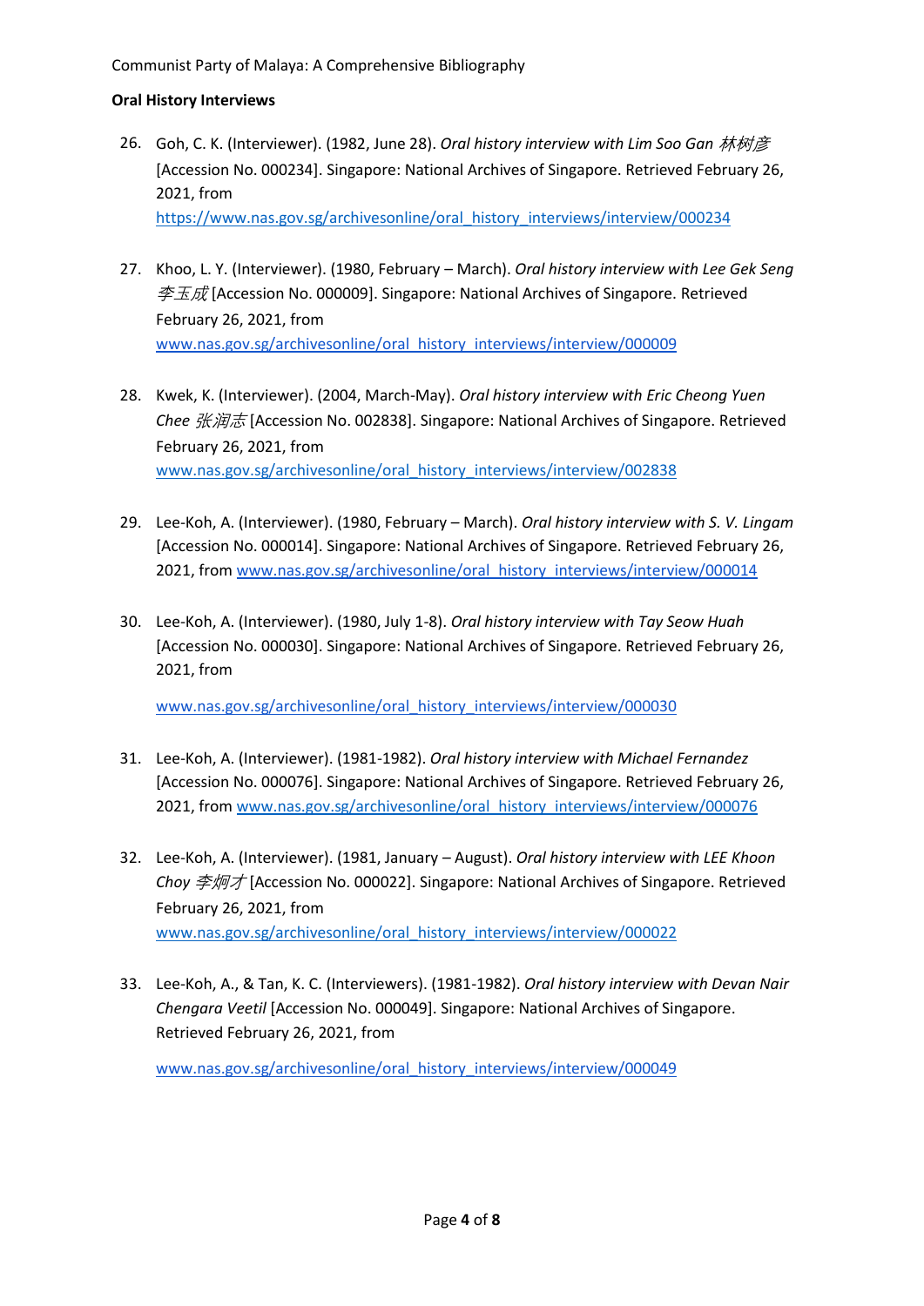**Oral History Interviews**

26. Goh, C. K. (Interviewer). (1982, June 28). *Oral history interview with Lim Soo Gan 林树彦* [Accession No. 000234]. Singapore: National Archives of Singapore. Retrieved February 26, 2021, from https://www.nas.gov.sg/archivesonline/oral_history_interviews/interview/000234

27. Khoo, L. Y. (Interviewer). (1980, February – March). *Oral history interview with Lee Gek Seng 李玉成* [Accession No. 000009]. Singapore: National Archives of Singapore. Retrieved February 26, 2021, from www.nas.gov.sg/archivesonline/oral_history_interviews/interview/000009

28. Kwek, K. (Interviewer). (2004, March-May). *Oral history interview with Eric Cheong Yuen Chee 张润志* [Accession No. 002838]. Singapore: National Archives of Singapore. Retrieved February 26, 2021, from www.nas.gov.sg/archivesonline/oral_history_interviews/interview/002838

29. Lee-Koh, A. (Interviewer). (1980, February – March). *Oral history interview with S. V. Lingam* [Accession No. 000014]. Singapore: National Archives of Singapore. Retrieved February 26, 2021, from www.nas.gov.sg/archivesonline/oral_history_interviews/interview/000014

30. Lee-Koh, A. (Interviewer). (1980, July 1-8). *Oral history interview with Tay Seow Huah* [Accession No. 000030]. Singapore: National Archives of Singapore. Retrieved February 26, 2021, from www.nas.gov.sg/archivesonline/oral_history_interviews/interview/000030

31. Lee-Koh, A. (Interviewer). (1981-1982). *Oral history interview with Michael Fernandez* [Accession No. 000076]. Singapore: National Archives of Singapore. Retrieved February 26, 2021, from www.nas.gov.sg/archivesonline/oral_history_interviews/interview/000076

32. Lee-Koh, A. (Interviewer). (1981, January – August). *Oral history interview with LEE Khoon Choy 李炯才* [Accession No. 000022]. Singapore: National Archives of Singapore. Retrieved February 26, 2021, from www.nas.gov.sg/archivesonline/oral_history_interviews/interview/000022

33. Lee-Koh, A., & Tan, K. C. (Interviewers). (1981-1982). *Oral history interview with Devan Nair Chengara Veetil* [Accession No. 000049]. Singapore: National Archives of Singapore. Retrieved February 26, 2021, from www.nas.gov.sg/archivesonline/oral_history_interviews/interview/000049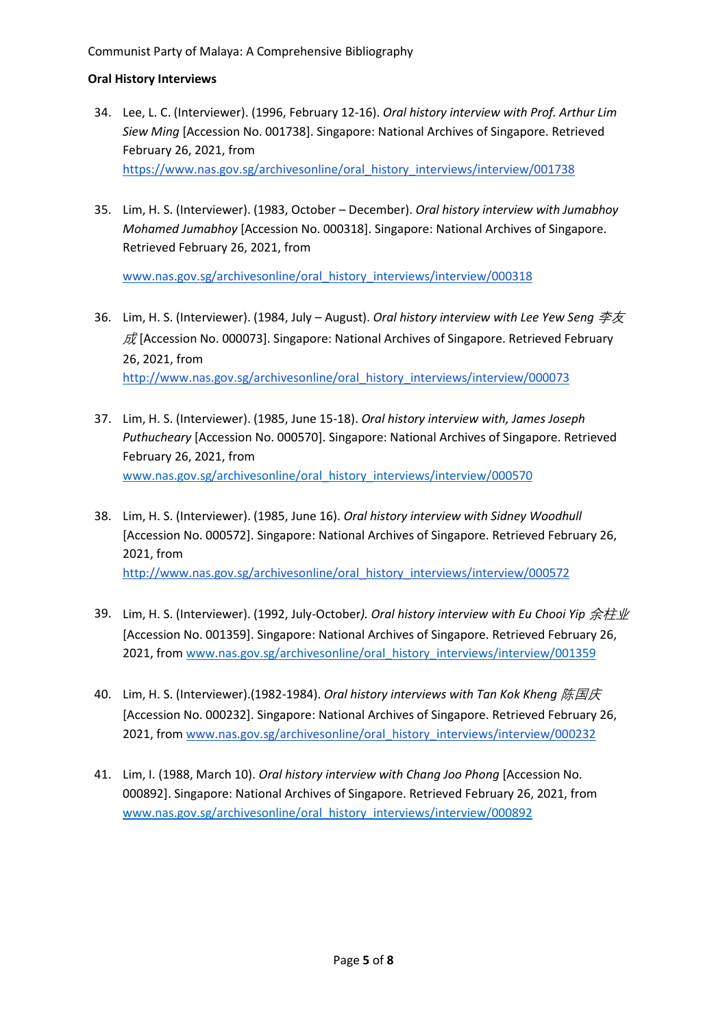**Oral History Interviews**

34. Lee, L. C. (Interviewer). (1996, February 12-16). *Oral history interview with Prof. Arthur Lim Siew Ming* [Accession No. 001738]. Singapore: National Archives of Singapore. Retrieved February 26, 2021, from https://www.nas.gov.sg/archivesonline/oral_history_interviews/interview/001738

35. Lim, H. S. (Interviewer). (1983, October – December). *Oral history interview with Jumabhoy Mohamed Jumabhoy* [Accession No. 000318]. Singapore: National Archives of Singapore. Retrieved February 26, 2021, from

    www.nas.gov.sg/archivesonline/oral_history_interviews/interview/000318

36. Lim, H. S. (Interviewer). (1984, July – August). *Oral history interview with Lee Yew Seng 李友成* [Accession No. 000073]. Singapore: National Archives of Singapore. Retrieved February 26, 2021, from http://www.nas.gov.sg/archivesonline/oral_history_interviews/interview/000073

37. Lim, H. S. (Interviewer). (1985, June 15-18). *Oral history interview with, James Joseph Puthucheary* [Accession No. 000570]. Singapore: National Archives of Singapore. Retrieved February 26, 2021, from www.nas.gov.sg/archivesonline/oral_history_interviews/interview/000570

38. Lim, H. S. (Interviewer). (1985, June 16). *Oral history interview with Sidney Woodhull* [Accession No. 000572]. Singapore: National Archives of Singapore. Retrieved February 26, 2021, from http://www.nas.gov.sg/archivesonline/oral_history_interviews/interview/000572

39. Lim, H. S. (Interviewer). (1992, July-October*). Oral history interview with Eu Chooi Yip 余柱业* [Accession No. 001359]. Singapore: National Archives of Singapore. Retrieved February 26, 2021, from www.nas.gov.sg/archivesonline/oral_history_interviews/interview/001359

40. Lim, H. S. (Interviewer).(1982-1984). *Oral history interviews with Tan Kok Kheng 陈国庆* [Accession No. 000232]. Singapore: National Archives of Singapore. Retrieved February 26, 2021, from www.nas.gov.sg/archivesonline/oral_history_interviews/interview/000232

41. Lim, I. (1988, March 10). *Oral history interview with Chang Joo Phong* [Accession No. 000892]. Singapore: National Archives of Singapore. Retrieved February 26, 2021, from www.nas.gov.sg/archivesonline/oral_history_interviews/interview/000892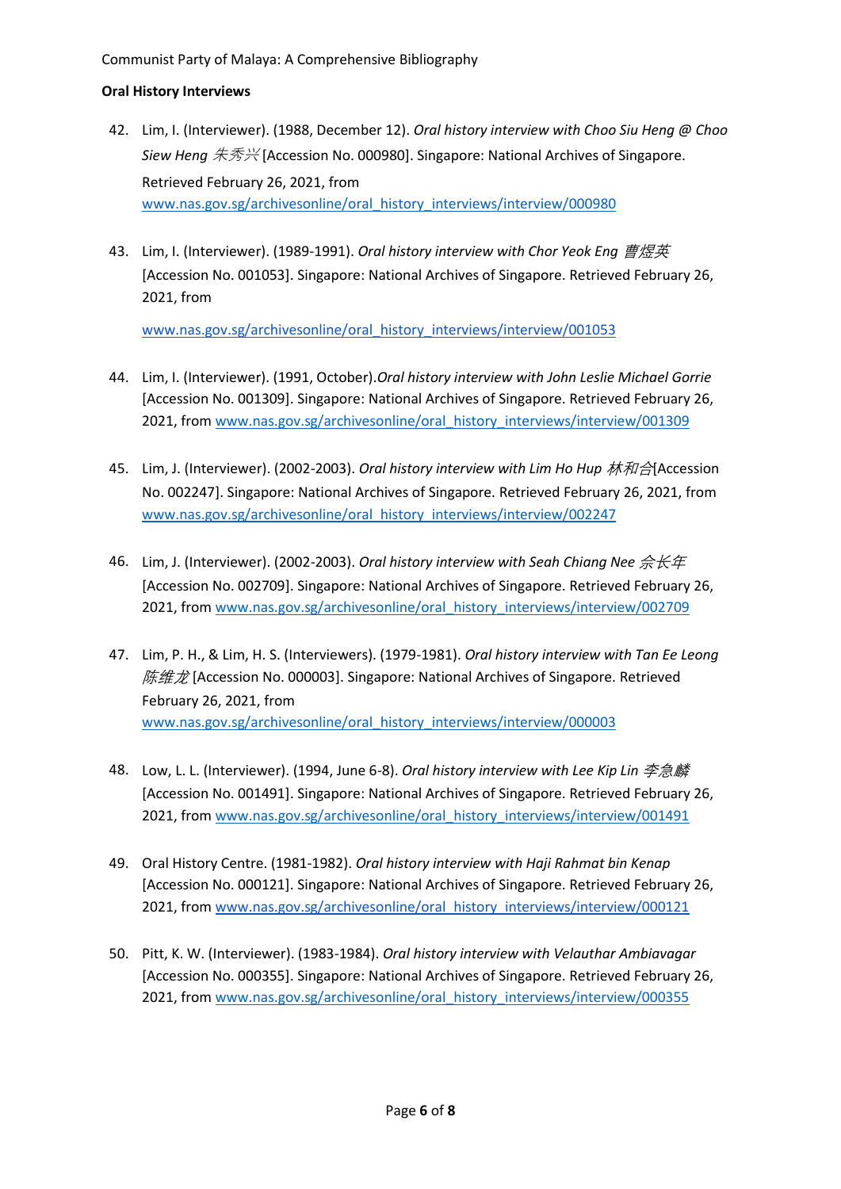**Oral History Interviews**

42. Lim, I. (Interviewer). (1988, December 12). *Oral history interview with Choo Siu Heng @ Choo Siew Heng 朱秀兴* [Accession No. 000980]. Singapore: National Archives of Singapore. Retrieved February 26, 2021, from www.nas.gov.sg/archivesonline/oral_history_interviews/interview/000980

43. Lim, I. (Interviewer). (1989-1991). *Oral history interview with Chor Yeok Eng 曹煜英* [Accession No. 001053]. Singapore: National Archives of Singapore. Retrieved February 26, 2021, from www.nas.gov.sg/archivesonline/oral_history_interviews/interview/001053

44. Lim, I. (Interviewer). (1991, October).*Oral history interview with John Leslie Michael Gorrie* [Accession No. 001309]. Singapore: National Archives of Singapore. Retrieved February 26, 2021, from www.nas.gov.sg/archivesonline/oral_history_interviews/interview/001309

45. Lim, J. (Interviewer). (2002-2003). *Oral history interview with Lim Ho Hup 林和合*[Accession No. 002247]. Singapore: National Archives of Singapore. Retrieved February 26, 2021, from www.nas.gov.sg/archivesonline/oral_history_interviews/interview/002247

46. Lim, J. (Interviewer). (2002-2003). *Oral history interview with Seah Chiang Nee 佘长年* [Accession No. 002709]. Singapore: National Archives of Singapore. Retrieved February 26, 2021, from www.nas.gov.sg/archivesonline/oral_history_interviews/interview/002709

47. Lim, P. H., & Lim, H. S. (Interviewers). (1979-1981). *Oral history interview with Tan Ee Leong 陈维龙* [Accession No. 000003]. Singapore: National Archives of Singapore. Retrieved February 26, 2021, from www.nas.gov.sg/archivesonline/oral_history_interviews/interview/000003

48. Low, L. L. (Interviewer). (1994, June 6-8). *Oral history interview with Lee Kip Lin 李急麟* [Accession No. 001491]. Singapore: National Archives of Singapore. Retrieved February 26, 2021, from www.nas.gov.sg/archivesonline/oral_history_interviews/interview/001491

49. Oral History Centre. (1981-1982). *Oral history interview with Haji Rahmat bin Kenap* [Accession No. 000121]. Singapore: National Archives of Singapore. Retrieved February 26, 2021, from www.nas.gov.sg/archivesonline/oral_history_interviews/interview/000121

50. Pitt, K. W. (Interviewer). (1983-1984). *Oral history interview with Velauthar Ambiavagar* [Accession No. 000355]. Singapore: National Archives of Singapore. Retrieved February 26, 2021, from www.nas.gov.sg/archivesonline/oral_history_interviews/interview/000355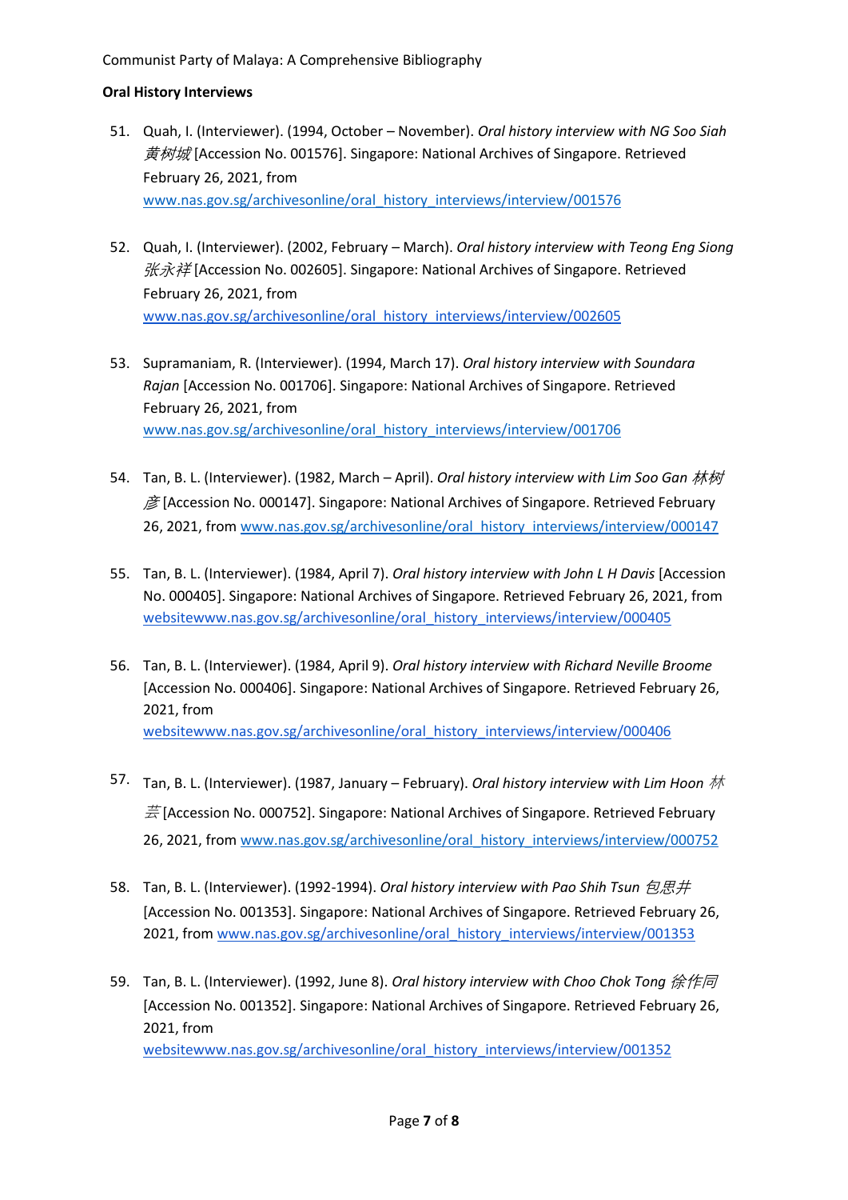**Oral History Interviews**

51. Quah, I. (Interviewer). (1994, October – November). *Oral history interview with NG Soo Siah 黄树城* [Accession No. 001576]. Singapore: National Archives of Singapore. Retrieved February 26, 2021, from www.nas.gov.sg/archivesonline/oral_history_interviews/interview/001576

52. Quah, I. (Interviewer). (2002, February – March). *Oral history interview with Teong Eng Siong 张永祥* [Accession No. 002605]. Singapore: National Archives of Singapore. Retrieved February 26, 2021, from www.nas.gov.sg/archivesonline/oral_history_interviews/interview/002605

53. Supramaniam, R. (Interviewer). (1994, March 17). *Oral history interview with Soundara Rajan* [Accession No. 001706]. Singapore: National Archives of Singapore. Retrieved February 26, 2021, from www.nas.gov.sg/archivesonline/oral_history_interviews/interview/001706

54. Tan, B. L. (Interviewer). (1982, March – April). *Oral history interview with Lim Soo Gan 林树彦* [Accession No. 000147]. Singapore: National Archives of Singapore. Retrieved February 26, 2021, from www.nas.gov.sg/archivesonline/oral_history_interviews/interview/000147

55. Tan, B. L. (Interviewer). (1984, April 7). *Oral history interview with John L H Davis* [Accession No. 000405]. Singapore: National Archives of Singapore. Retrieved February 26, 2021, from websitewww.nas.gov.sg/archivesonline/oral_history_interviews/interview/000405

56. Tan, B. L. (Interviewer). (1984, April 9). *Oral history interview with Richard Neville Broome* [Accession No. 000406]. Singapore: National Archives of Singapore. Retrieved February 26, 2021, from websitewww.nas.gov.sg/archivesonline/oral_history_interviews/interview/000406

57. Tan, B. L. (Interviewer). (1987, January – February). *Oral history interview with Lim Hoon 林芸* [Accession No. 000752]. Singapore: National Archives of Singapore. Retrieved February 26, 2021, from www.nas.gov.sg/archivesonline/oral_history_interviews/interview/000752

58. Tan, B. L. (Interviewer). (1992-1994). *Oral history interview with Pao Shih Tsun 包思井* [Accession No. 001353]. Singapore: National Archives of Singapore. Retrieved February 26, 2021, from www.nas.gov.sg/archivesonline/oral_history_interviews/interview/001353

59. Tan, B. L. (Interviewer). (1992, June 8). *Oral history interview with Choo Chok Tong 徐作同* [Accession No. 001352]. Singapore: National Archives of Singapore. Retrieved February 26, 2021, from websitewww.nas.gov.sg/archivesonline/oral_history_interviews/interview/001352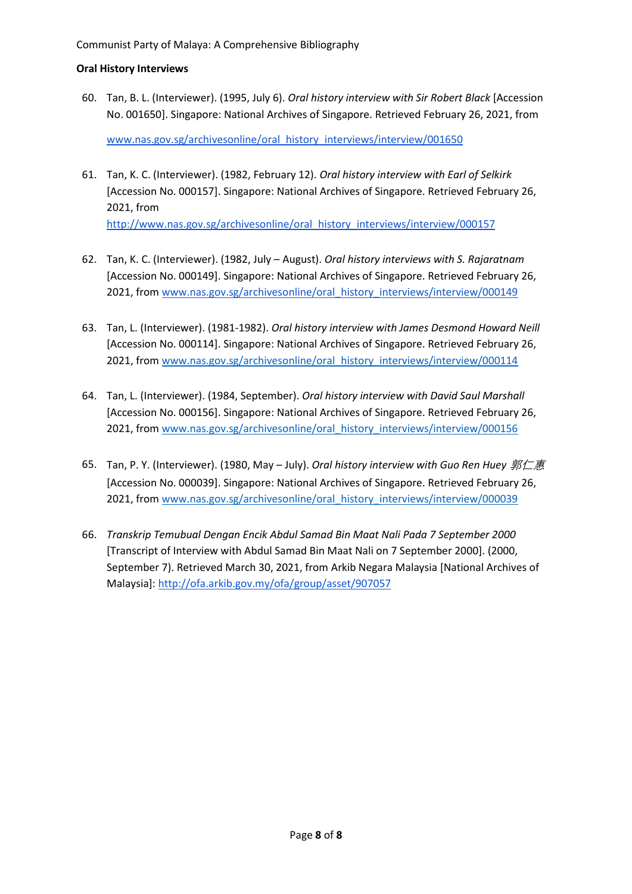**Oral History Interviews**

60. Tan, B. L. (Interviewer). (1995, July 6). *Oral history interview with Sir Robert Black* [Accession No. 001650]. Singapore: National Archives of Singapore. Retrieved February 26, 2021, from www.nas.gov.sg/archivesonline/oral_history_interviews/interview/001650

61. Tan, K. C. (Interviewer). (1982, February 12). *Oral history interview with Earl of Selkirk* [Accession No. 000157]. Singapore: National Archives of Singapore. Retrieved February 26, 2021, from http://www.nas.gov.sg/archivesonline/oral_history_interviews/interview/000157

62. Tan, K. C. (Interviewer). (1982, July – August). *Oral history interviews with S. Rajaratnam* [Accession No. 000149]. Singapore: National Archives of Singapore. Retrieved February 26, 2021, from www.nas.gov.sg/archivesonline/oral_history_interviews/interview/000149

63. Tan, L. (Interviewer). (1981-1982). *Oral history interview with James Desmond Howard Neill* [Accession No. 000114]. Singapore: National Archives of Singapore. Retrieved February 26, 2021, from www.nas.gov.sg/archivesonline/oral_history_interviews/interview/000114

64. Tan, L. (Interviewer). (1984, September). *Oral history interview with David Saul Marshall* [Accession No. 000156]. Singapore: National Archives of Singapore. Retrieved February 26, 2021, from www.nas.gov.sg/archivesonline/oral_history_interviews/interview/000156

65. Tan, P. Y. (Interviewer). (1980, May – July). *Oral history interview with Guo Ren Huey 郭仁惠* [Accession No. 000039]. Singapore: National Archives of Singapore. Retrieved February 26, 2021, from www.nas.gov.sg/archivesonline/oral_history_interviews/interview/000039

66. *Transkrip Temubual Dengan Encik Abdul Samad Bin Maat Nali Pada 7 September 2000* [Transcript of Interview with Abdul Samad Bin Maat Nali on 7 September 2000]. (2000, September 7). Retrieved March 30, 2021, from Arkib Negara Malaysia [National Archives of Malaysia]: http://ofa.arkib.gov.my/ofa/group/asset/907057